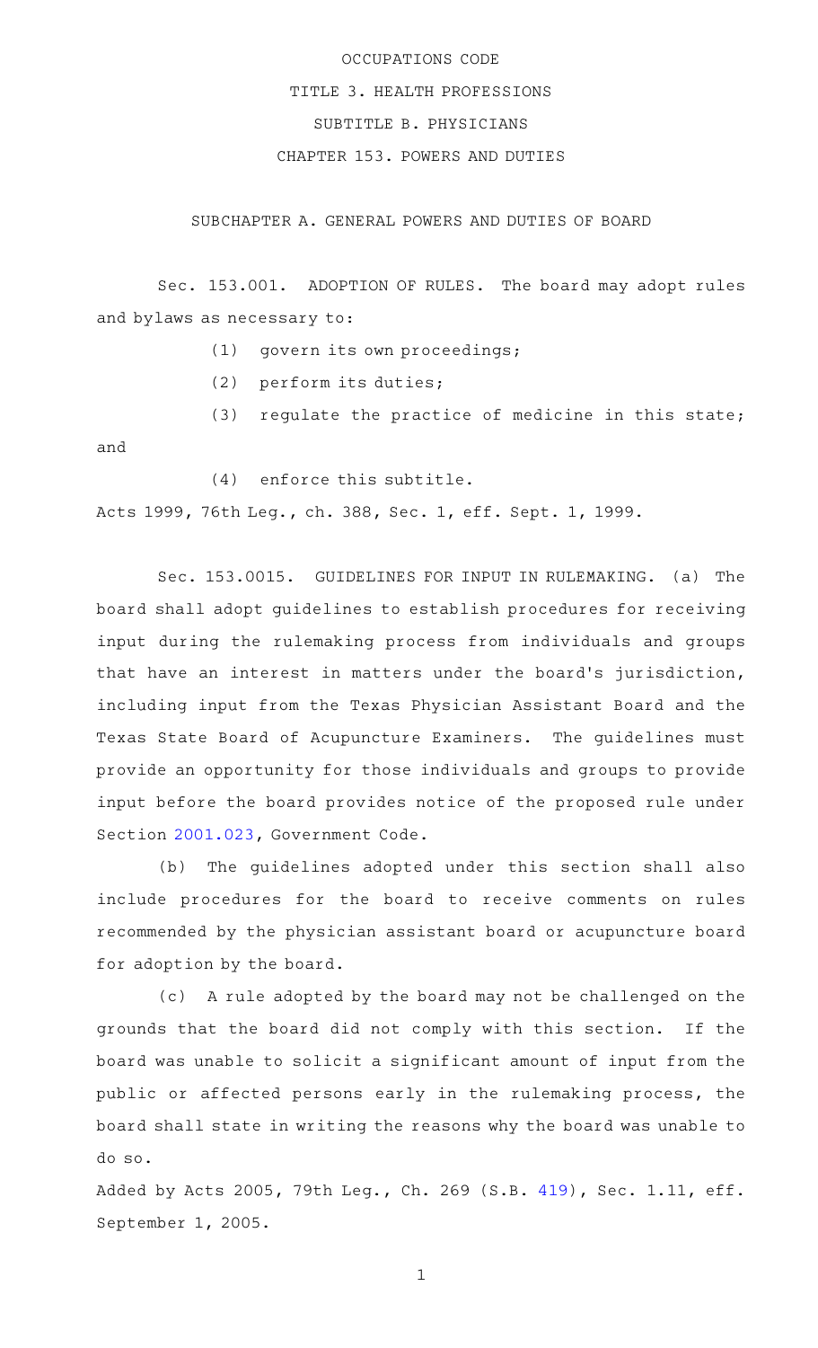# OCCUPATIONS CODE

## TITLE 3. HEALTH PROFESSIONS

## SUBTITLE B. PHYSICIANS

## CHAPTER 153. POWERS AND DUTIES

### SUBCHAPTER A. GENERAL POWERS AND DUTIES OF BOARD

Sec. 153.001. ADOPTION OF RULES. The board may adopt rules and bylaws as necessary to:

(1) govern its own proceedings;

(2) perform its duties;

(3) regulate the practice of medicine in this state; and

(4) enforce this subtitle.

Acts 1999, 76th Leg., ch. 388, Sec. 1, eff. Sept. 1, 1999.

Sec. 153.0015. GUIDELINES FOR INPUT IN RULEMAKING. (a) The board shall adopt guidelines to establish procedures for receiving input during the rulemaking process from individuals and groups that have an interest in matters under the board's jurisdiction, including input from the Texas Physician Assistant Board and the Texas State Board of Acupuncture Examiners. The guidelines must provide an opportunity for those individuals and groups to provide input before the board provides notice of the proposed rule under Section 2001.023, Government Code.

(b) The guidelines adopted under this section shall also include procedures for the board to receive comments on rules recommended by the physician assistant board or acupuncture board for adoption by the board.

(c) A rule adopted by the board may not be challenged on the grounds that the board did not comply with this section. If the board was unable to solicit a significant amount of input from the public or affected persons early in the rulemaking process, the board shall state in writing the reasons why the board was unable to do so.

Added by Acts 2005, 79th Leg., Ch. 269 (S.B. 419), Sec. 1.11, eff. September 1, 2005.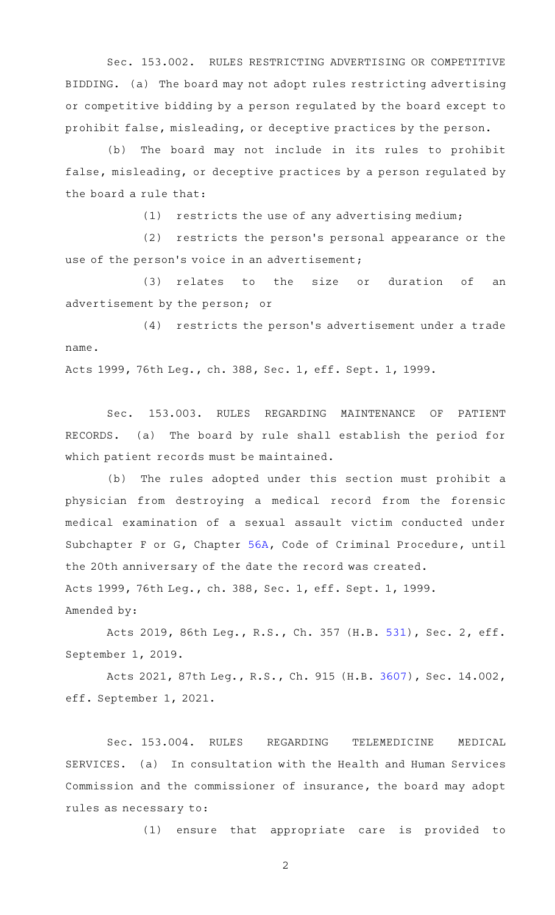Sec. 153.002. RULES RESTRICTING ADVERTISING OR COMPETITIVE BIDDING. (a) The board may not adopt rules restricting advertising or competitive bidding by a person regulated by the board except to prohibit false, misleading, or deceptive practices by the person.

(b) The board may not include in its rules to prohibit false, misleading, or deceptive practices by a person regulated by the board a rule that:

(1) restricts the use of any advertising medium;

(2) restricts the person's personal appearance or the use of the person's voice in an advertisement;

(3) relates to the size or duration of an advertisement by the person; or

(4) restricts the person's advertisement under a trade name.

Acts 1999, 76th Leg., ch. 388, Sec. 1, eff. Sept. 1, 1999.

Sec. 153.003. RULES REGARDING MAINTENANCE OF PATIENT RECORDS. (a) The board by rule shall establish the period for which patient records must be maintained.

(b) The rules adopted under this section must prohibit a physician from destroying a medical record from the forensic medical examination of a sexual assault victim conducted under Subchapter F or G, Chapter 56A, Code of Criminal Procedure, until the 20th anniversary of the date the record was created.

Acts 1999, 76th Leg., ch. 388, Sec. 1, eff. Sept. 1, 1999.

Amended by:

Acts 2019, 86th Leg., R.S., Ch. 357 (H.B. 531), Sec. 2, eff. September 1, 2019.

Acts 2021, 87th Leg., R.S., Ch. 915 (H.B. 3607), Sec. 14.002, eff. September 1, 2021.

Sec. 153.004. RULES REGARDING TELEMEDICINE MEDICAL SERVICES. (a) In consultation with the Health and Human Services Commission and the commissioner of insurance, the board may adopt rules as necessary to:

(1) ensure that appropriate care is provided to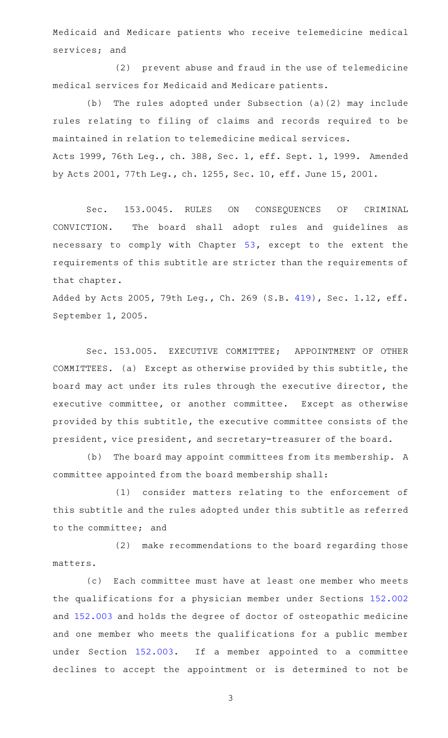Medicaid and Medicare patients who receive telemedicine medical services; and

(2) prevent abuse and fraud in the use of telemedicine medical services for Medicaid and Medicare patients.

(b) The rules adopted under Subsection (a)(2) may include rules relating to filing of claims and records required to be maintained in relation to telemedicine medical services.

Acts 1999, 76th Leg., ch. 388, Sec. 1, eff. Sept. 1, 1999. Amended by Acts 2001, 77th Leg., ch. 1255, Sec. 10, eff. June 15, 2001.

Sec. 153.0045. RULES ON CONSEQUENCES OF CRIMINAL CONVICTION. The board shall adopt rules and guidelines as necessary to comply with Chapter 53, except to the extent the requirements of this subtitle are stricter than the requirements of that chapter.

Added by Acts 2005, 79th Leg., Ch. 269 (S.B. 419), Sec. 1.12, eff. September 1, 2005.

Sec. 153.005. EXECUTIVE COMMITTEE; APPOINTMENT OF OTHER COMMITTEES. (a) Except as otherwise provided by this subtitle, the board may act under its rules through the executive director, the executive committee, or another committee. Except as otherwise provided by this subtitle, the executive committee consists of the president, vice president, and secretary-treasurer of the board.

(b) The board may appoint committees from its membership. A committee appointed from the board membership shall:

(1) consider matters relating to the enforcement of this subtitle and the rules adopted under this subtitle as referred to the committee; and

(2) make recommendations to the board regarding those matters.

(c) Each committee must have at least one member who meets the qualifications for a physician member under Sections 152.002 and 152.003 and holds the degree of doctor of osteopathic medicine and one member who meets the qualifications for a public member under Section 152.003. If a member appointed to a committee declines to accept the appointment or is determined to not be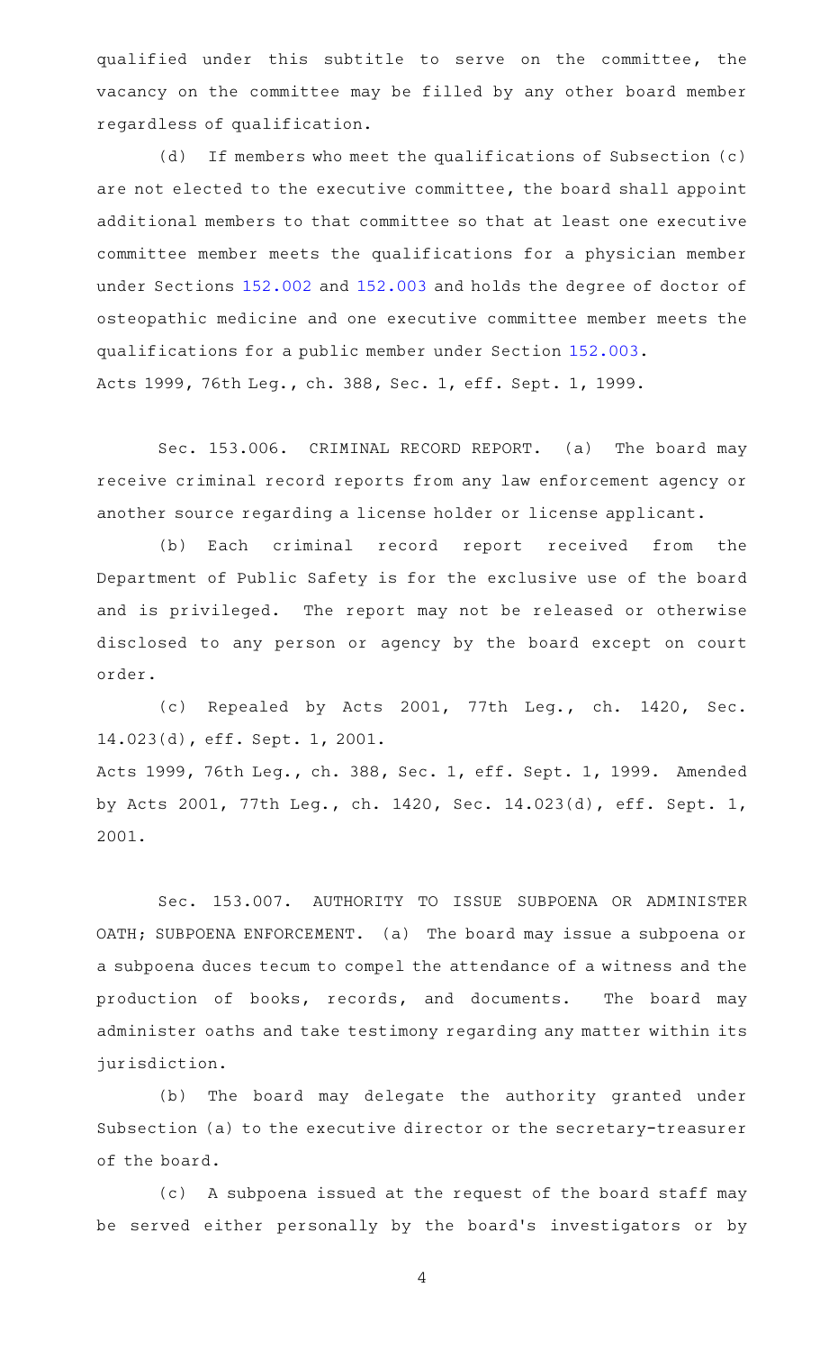qualified under this subtitle to serve on the committee, the vacancy on the committee may be filled by any other board member regardless of qualification.

(d) If members who meet the qualifications of Subsection (c) are not elected to the executive committee, the board shall appoint additional members to that committee so that at least one executive committee member meets the qualifications for a physician member under Sections 152.002 and 152.003 and holds the degree of doctor of osteopathic medicine and one executive committee member meets the qualifications for a public member under Section 152.003.

Acts 1999, 76th Leg., ch. 388, Sec. 1, eff. Sept. 1, 1999.

Sec. 153.006. CRIMINAL RECORD REPORT. (a) The board may receive criminal record reports from any law enforcement agency or another source regarding a license holder or license applicant.

(b) Each criminal record report received from the Department of Public Safety is for the exclusive use of the board and is privileged. The report may not be released or otherwise disclosed to any person or agency by the board except on court order.

(c) Repealed by Acts 2001, 77th Leg., ch. 1420, Sec. 14.023(d), eff. Sept. 1, 2001.

Acts 1999, 76th Leg., ch. 388, Sec. 1, eff. Sept. 1, 1999. Amended by Acts 2001, 77th Leg., ch. 1420, Sec. 14.023(d), eff. Sept. 1, 2001.

Sec. 153.007. AUTHORITY TO ISSUE SUBPOENA OR ADMINISTER OATH; SUBPOENA ENFORCEMENT. (a) The board may issue a subpoena or a subpoena duces tecum to compel the attendance of a witness and the production of books, records, and documents. The board may administer oaths and take testimony regarding any matter within its jurisdiction.

(b) The board may delegate the authority granted under Subsection (a) to the executive director or the secretary-treasurer of the board.

(c) A subpoena issued at the request of the board staff may be served either personally by the board's investigators or by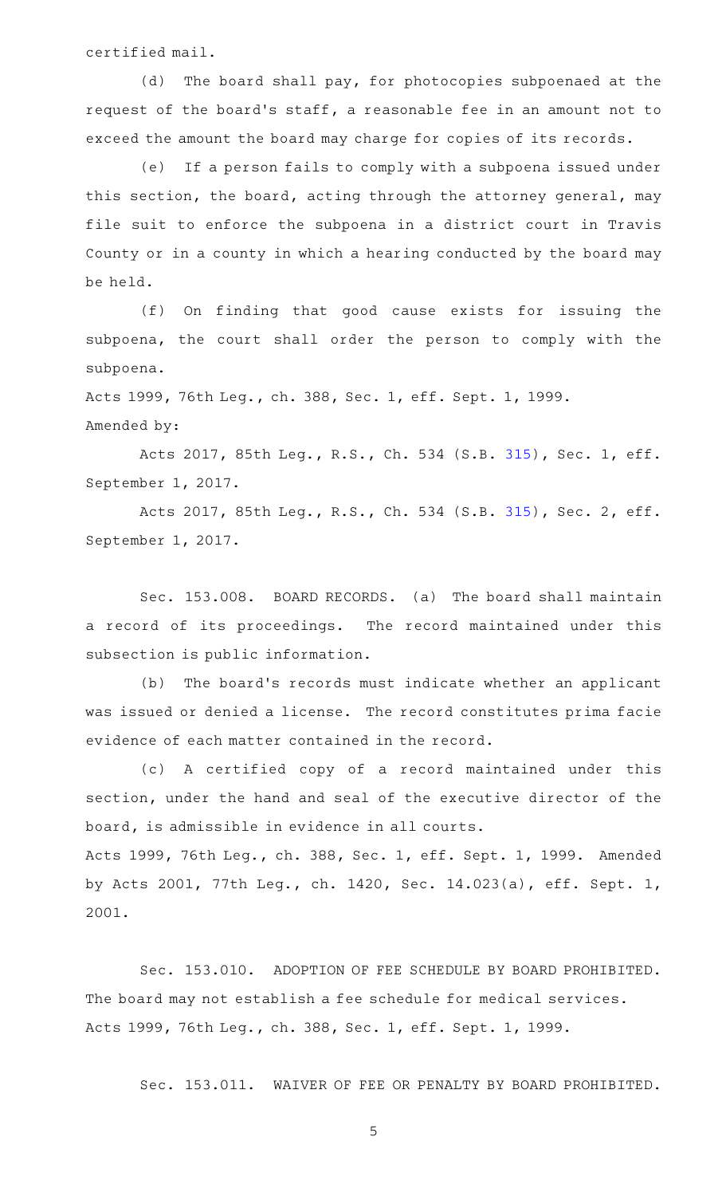certified mail.

(d) The board shall pay, for photocopies subpoenaed at the request of the board's staff, a reasonable fee in an amount not to exceed the amount the board may charge for copies of its records.

(e) If a person fails to comply with a subpoena issued under this section, the board, acting through the attorney general, may file suit to enforce the subpoena in a district court in Travis County or in a county in which a hearing conducted by the board may be held.

(f) On finding that good cause exists for issuing the subpoena, the court shall order the person to comply with the subpoena.

Acts 1999, 76th Leg., ch. 388, Sec. 1, eff. Sept. 1, 1999.
Amended by:

Acts 2017, 85th Leg., R.S., Ch. 534 (S.B. 315), Sec. 1, eff. September 1, 2017.

Acts 2017, 85th Leg., R.S., Ch. 534 (S.B. 315), Sec. 2, eff. September 1, 2017.

Sec. 153.008. BOARD RECORDS. (a) The board shall maintain a record of its proceedings. The record maintained under this subsection is public information.

(b) The board's records must indicate whether an applicant was issued or denied a license. The record constitutes prima facie evidence of each matter contained in the record.

(c) A certified copy of a record maintained under this section, under the hand and seal of the executive director of the board, is admissible in evidence in all courts.

Acts 1999, 76th Leg., ch. 388, Sec. 1, eff. Sept. 1, 1999. Amended by Acts 2001, 77th Leg., ch. 1420, Sec. 14.023(a), eff. Sept. 1, 2001.

Sec. 153.010. ADOPTION OF FEE SCHEDULE BY BOARD PROHIBITED. The board may not establish a fee schedule for medical services.

Acts 1999, 76th Leg., ch. 388, Sec. 1, eff. Sept. 1, 1999.

Sec. 153.011. WAIVER OF FEE OR PENALTY BY BOARD PROHIBITED.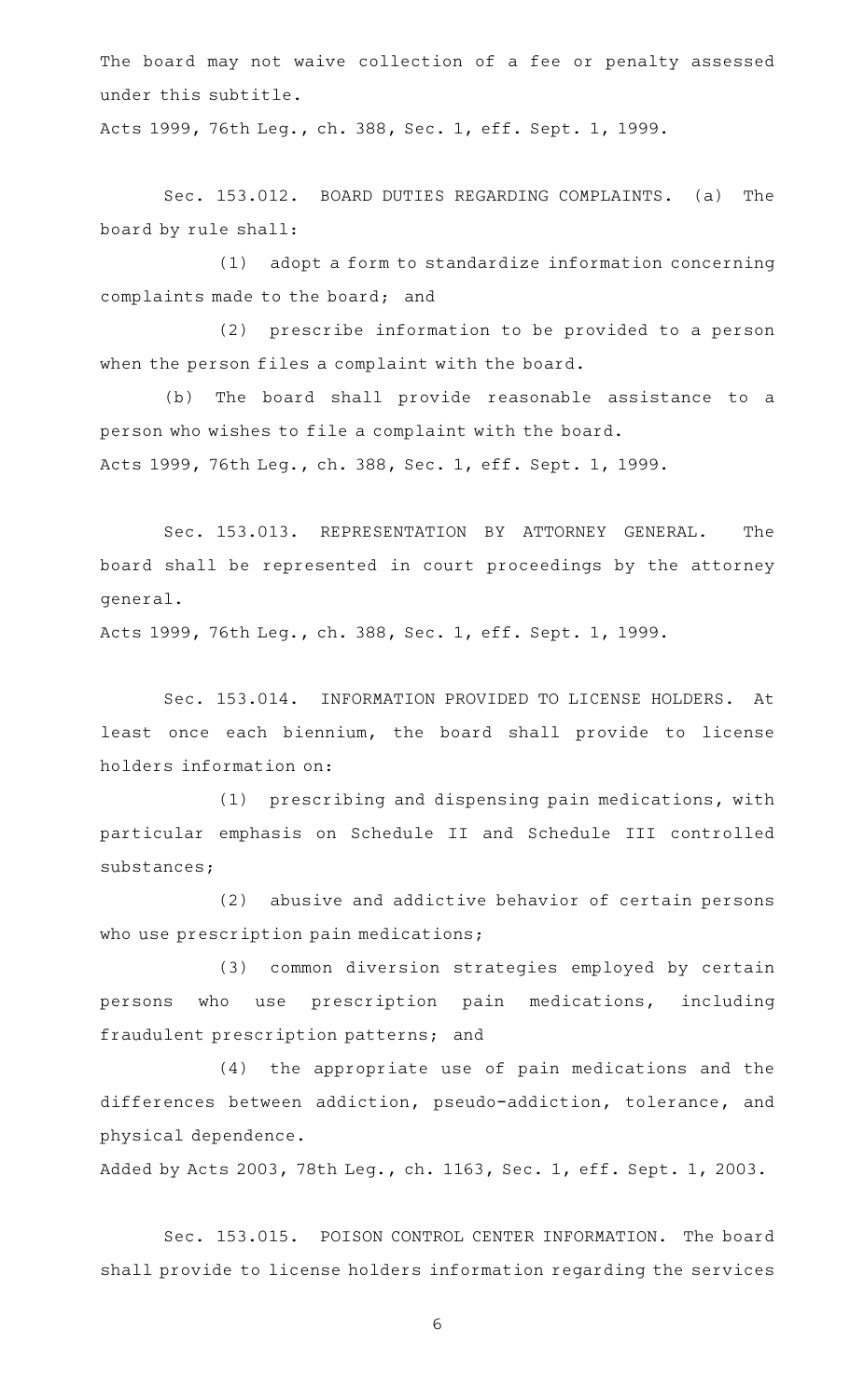The board may not waive collection of a fee or penalty assessed under this subtitle.

Acts 1999, 76th Leg., ch. 388, Sec. 1, eff. Sept. 1, 1999.

Sec. 153.012. BOARD DUTIES REGARDING COMPLAINTS. (a) The board by rule shall:

(1) adopt a form to standardize information concerning complaints made to the board; and

(2) prescribe information to be provided to a person when the person files a complaint with the board.

(b) The board shall provide reasonable assistance to a person who wishes to file a complaint with the board.

Acts 1999, 76th Leg., ch. 388, Sec. 1, eff. Sept. 1, 1999.

Sec. 153.013. REPRESENTATION BY ATTORNEY GENERAL. The board shall be represented in court proceedings by the attorney general.

Acts 1999, 76th Leg., ch. 388, Sec. 1, eff. Sept. 1, 1999.

Sec. 153.014. INFORMATION PROVIDED TO LICENSE HOLDERS. At least once each biennium, the board shall provide to license holders information on:

(1) prescribing and dispensing pain medications, with particular emphasis on Schedule II and Schedule III controlled substances;

(2) abusive and addictive behavior of certain persons who use prescription pain medications;

(3) common diversion strategies employed by certain persons who use prescription pain medications, including fraudulent prescription patterns; and

(4) the appropriate use of pain medications and the differences between addiction, pseudo-addiction, tolerance, and physical dependence.

Added by Acts 2003, 78th Leg., ch. 1163, Sec. 1, eff. Sept. 1, 2003.

Sec. 153.015. POISON CONTROL CENTER INFORMATION. The board shall provide to license holders information regarding the services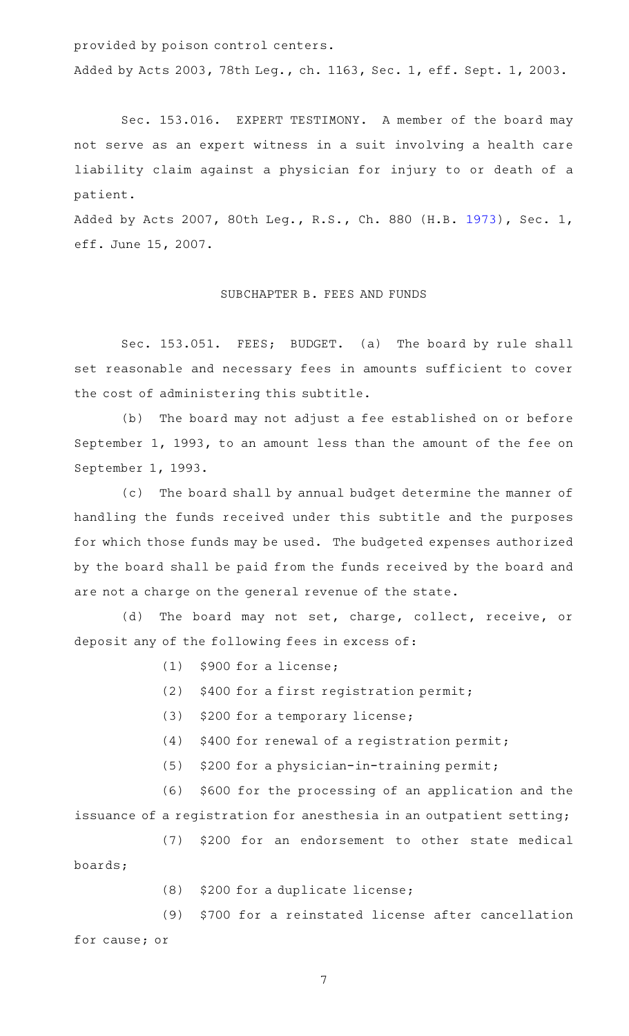provided by poison control centers.

Added by Acts 2003, 78th Leg., ch. 1163, Sec. 1, eff. Sept. 1, 2003.

Sec. 153.016. EXPERT TESTIMONY. A member of the board may not serve as an expert witness in a suit involving a health care liability claim against a physician for injury to or death of a patient.

Added by Acts 2007, 80th Leg., R.S., Ch. 880 (H.B. 1973), Sec. 1, eff. June 15, 2007.

## SUBCHAPTER B. FEES AND FUNDS

Sec. 153.051. FEES; BUDGET. (a) The board by rule shall set reasonable and necessary fees in amounts sufficient to cover the cost of administering this subtitle.

(b) The board may not adjust a fee established on or before September 1, 1993, to an amount less than the amount of the fee on September 1, 1993.

(c) The board shall by annual budget determine the manner of handling the funds received under this subtitle and the purposes for which those funds may be used. The budgeted expenses authorized by the board shall be paid from the funds received by the board and are not a charge on the general revenue of the state.

(d) The board may not set, charge, collect, receive, or deposit any of the following fees in excess of:

(1) $900 for a license;

(2) $400 for a first registration permit;

(3) $200 for a temporary license;

(4) $400 for renewal of a registration permit;

(5) $200 for a physician-in-training permit;

(6) $600 for the processing of an application and the issuance of a registration for anesthesia in an outpatient setting;

(7) $200 for an endorsement to other state medical boards;

(8) $200 for a duplicate license;

(9) $700 for a reinstated license after cancellation for cause; or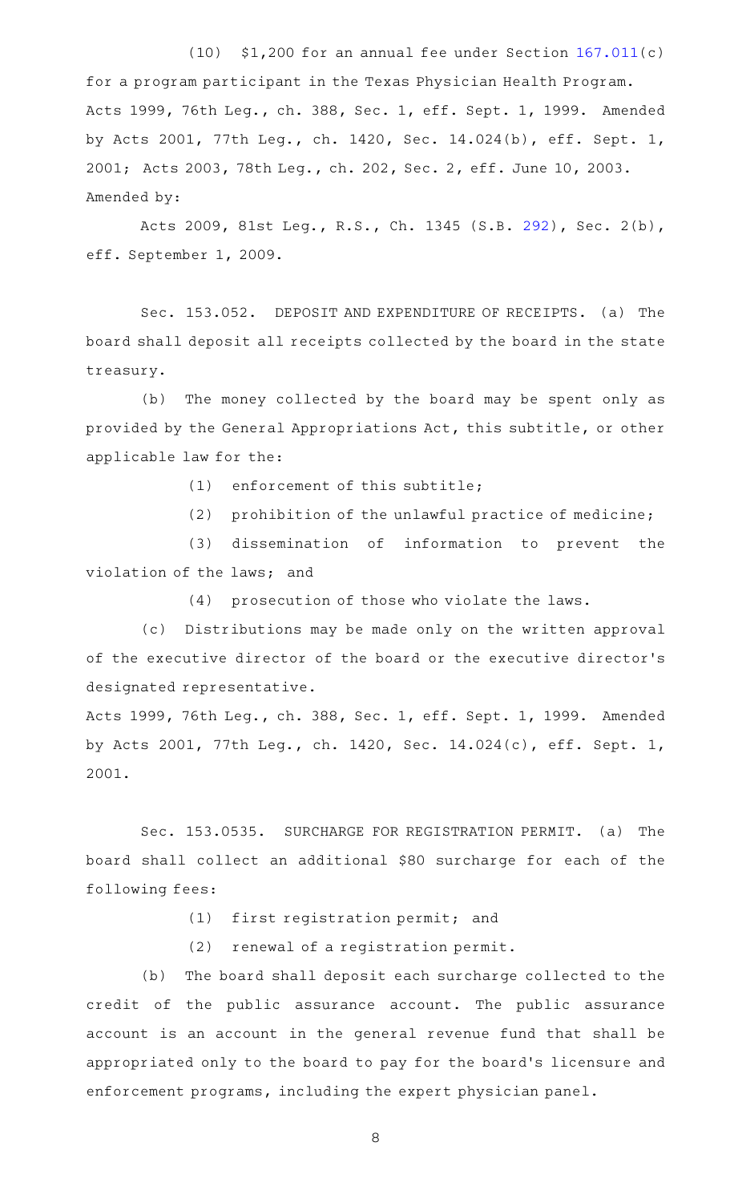(10) $1,200 for an annual fee under Section 167.011(c) for a program participant in the Texas Physician Health Program.

Acts 1999, 76th Leg., ch. 388, Sec. 1, eff. Sept. 1, 1999. Amended by Acts 2001, 77th Leg., ch. 1420, Sec. 14.024(b), eff. Sept. 1, 2001; Acts 2003, 78th Leg., ch. 202, Sec. 2, eff. June 10, 2003.

Amended by:

Acts 2009, 81st Leg., R.S., Ch. 1345 (S.B. 292), Sec. 2(b), eff. September 1, 2009.

Sec. 153.052. DEPOSIT AND EXPENDITURE OF RECEIPTS. (a) The board shall deposit all receipts collected by the board in the state treasury.

(b) The money collected by the board may be spent only as provided by the General Appropriations Act, this subtitle, or other applicable law for the:

(1) enforcement of this subtitle;

(2) prohibition of the unlawful practice of medicine;

(3) dissemination of information to prevent the violation of the laws; and

(4) prosecution of those who violate the laws.

(c) Distributions may be made only on the written approval of the executive director of the board or the executive director's designated representative.

Acts 1999, 76th Leg., ch. 388, Sec. 1, eff. Sept. 1, 1999. Amended by Acts 2001, 77th Leg., ch. 1420, Sec. 14.024(c), eff. Sept. 1, 2001.

Sec. 153.0535. SURCHARGE FOR REGISTRATION PERMIT. (a) The board shall collect an additional $80 surcharge for each of the following fees:

(1) first registration permit; and

(2) renewal of a registration permit.

(b) The board shall deposit each surcharge collected to the credit of the public assurance account. The public assurance account is an account in the general revenue fund that shall be appropriated only to the board to pay for the board's licensure and enforcement programs, including the expert physician panel.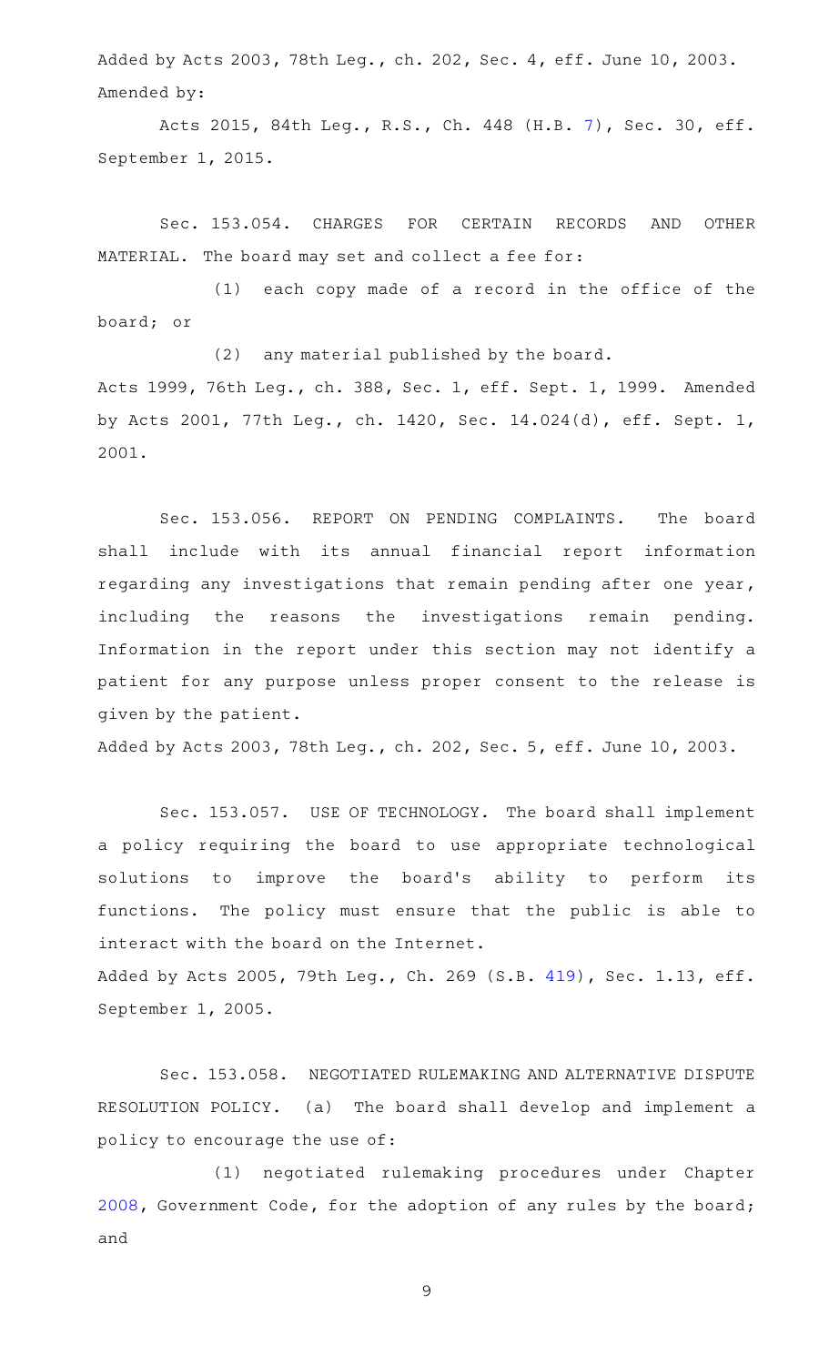Added by Acts 2003, 78th Leg., ch. 202, Sec. 4, eff. June 10, 2003.
Amended by:

Acts 2015, 84th Leg., R.S., Ch. 448 (H.B. 7), Sec. 30, eff. September 1, 2015.

Sec. 153.054. CHARGES FOR CERTAIN RECORDS AND OTHER MATERIAL. The board may set and collect a fee for:

(1) each copy made of a record in the office of the board; or

(2) any material published by the board.

Acts 1999, 76th Leg., ch. 388, Sec. 1, eff. Sept. 1, 1999. Amended by Acts 2001, 77th Leg., ch. 1420, Sec. 14.024(d), eff. Sept. 1, 2001.

Sec. 153.056. REPORT ON PENDING COMPLAINTS. The board shall include with its annual financial report information regarding any investigations that remain pending after one year, including the reasons the investigations remain pending. Information in the report under this section may not identify a patient for any purpose unless proper consent to the release is given by the patient.

Added by Acts 2003, 78th Leg., ch. 202, Sec. 5, eff. June 10, 2003.

Sec. 153.057. USE OF TECHNOLOGY. The board shall implement a policy requiring the board to use appropriate technological solutions to improve the board's ability to perform its functions. The policy must ensure that the public is able to interact with the board on the Internet.

Added by Acts 2005, 79th Leg., Ch. 269 (S.B. 419), Sec. 1.13, eff. September 1, 2005.

Sec. 153.058. NEGOTIATED RULEMAKING AND ALTERNATIVE DISPUTE RESOLUTION POLICY. (a) The board shall develop and implement a policy to encourage the use of:

(1) negotiated rulemaking procedures under Chapter 2008, Government Code, for the adoption of any rules by the board; and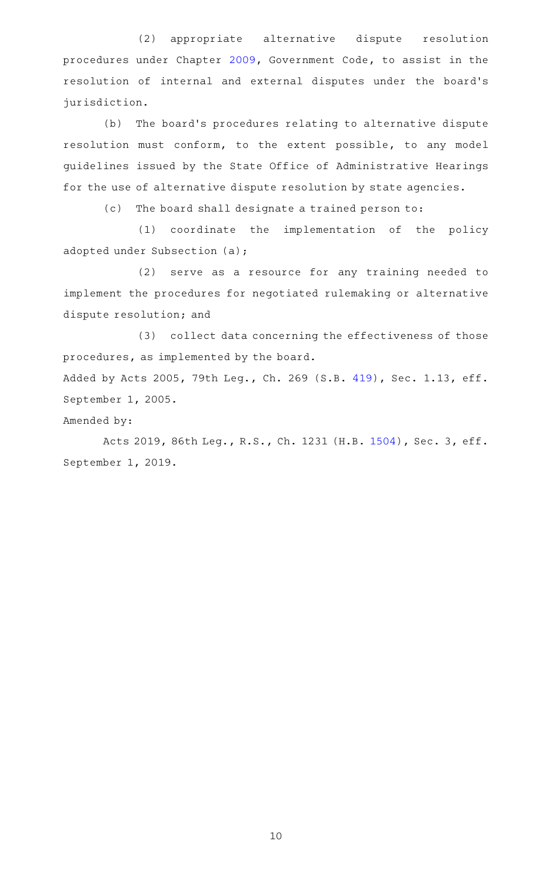(2) appropriate alternative dispute resolution procedures under Chapter 2009, Government Code, to assist in the resolution of internal and external disputes under the board's jurisdiction.

(b) The board's procedures relating to alternative dispute resolution must conform, to the extent possible, to any model guidelines issued by the State Office of Administrative Hearings for the use of alternative dispute resolution by state agencies.

(c) The board shall designate a trained person to:

(1) coordinate the implementation of the policy adopted under Subsection (a);

(2) serve as a resource for any training needed to implement the procedures for negotiated rulemaking or alternative dispute resolution; and

(3) collect data concerning the effectiveness of those procedures, as implemented by the board.

Added by Acts 2005, 79th Leg., Ch. 269 (S.B. 419), Sec. 1.13, eff. September 1, 2005.

Amended by:

Acts 2019, 86th Leg., R.S., Ch. 1231 (H.B. 1504), Sec. 3, eff. September 1, 2019.